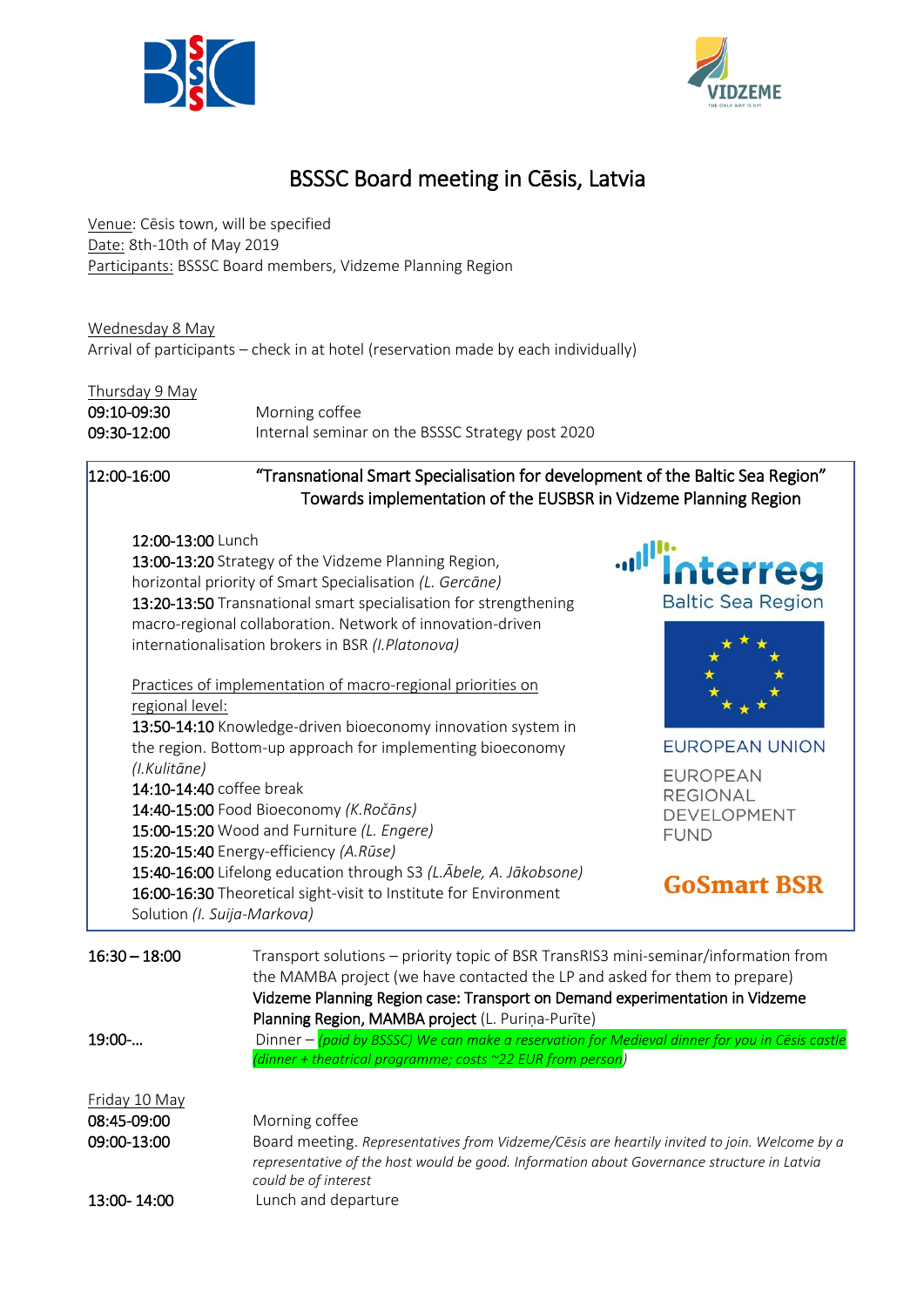# BSSSC Board meeting in Cēsis, Latvia

Venue: Cēsis town, will be specified
Date: 8th-10th of May 2019
Participants: BSSSC Board members, Vidzeme Planning Region

Wednesday 8 May
Arrival of participants – check in at hotel (reservation made by each individually)

Thursday 9 May

| | |
|---|---|
| 09:10-09:30 | Morning coffee |
| 09:30-12:00 | Internal seminar on the BSSSC Strategy post 2020 |
| 12:00-16:00 | "Transnational Smart Specialisation for development of the Baltic Sea Region" Towards implementation of the EUSBSR in Vidzeme Planning Region |

12:00-13:00 Lunch
13:00-13:20 Strategy of the Vidzeme Planning Region, horizontal priority of Smart Specialisation *(L. Gercāne)*
13:20-13:50 Transnational smart specialisation for strengthening macro-regional collaboration. Network of innovation-driven internationalisation brokers in BSR *(I.Platonova)*

Practices of implementation of macro-regional priorities on regional level:
13:50-14:10 Knowledge-driven bioeconomy innovation system in the region. Bottom-up approach for implementing bioeconomy *(I.Kulitāne)*
14:10-14:40 coffee break
14:40-15:00 Food Bioeconomy *(K.Ročāns)*
15:00-15:20 Wood and Furniture *(L. Engere)*
15:20-15:40 Energy-efficiency *(A.Rūse)*
15:40-16:00 Lifelong education through S3 *(L.Ābele, A. Jākobsone)*
16:00-16:30 Theoretical sight-visit to Institute for Environment Solution *(I. Suija-Markova)*

Interreg Baltic Sea Region
EUROPEAN UNION
EUROPEAN REGIONAL DEVELOPMENT FUND
GoSmart BSR

| | |
|---|---|
| 16:30 – 18:00 | Transport solutions – priority topic of BSR TransRIS3 mini-seminar/information from the MAMBA project (we have contacted the LP and asked for them to prepare) **Vidzeme Planning Region case: Transport on Demand experimentation in Vidzeme Planning Region, MAMBA project** (L. Puriņa-Purīte) |
| 19:00-… | Dinner – *(paid by BSSSC) We can make a reservation for Medieval dinner for you in Cēsis castle (dinner + theatrical programme; costs ~22 EUR from person)* |

Friday 10 May

| | |
|---|---|
| 08:45-09:00 | Morning coffee |
| 09:00-13:00 | Board meeting. *Representatives from Vidzeme/Cēsis are heartily invited to join. Welcome by a representative of the host would be good. Information about Governance structure in Latvia could be of interest* |
| 13:00- 14:00 | Lunch and departure |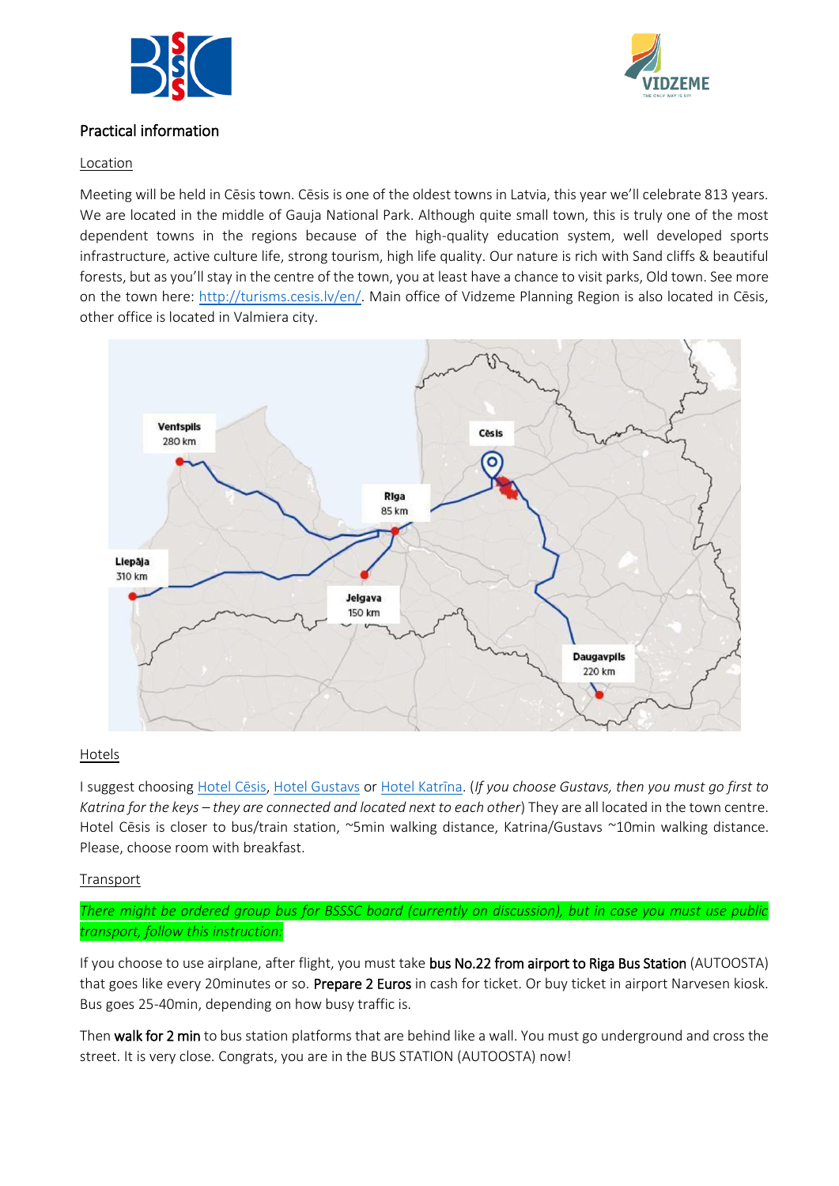## Practical information

### Location

Meeting will be held in Cēsis town. Cēsis is one of the oldest towns in Latvia, this year we'll celebrate 813 years. We are located in the middle of Gauja National Park. Although quite small town, this is truly one of the most dependent towns in the regions because of the high-quality education system, well developed sports infrastructure, active culture life, strong tourism, high life quality. Our nature is rich with Sand cliffs & beautiful forests, but as you'll stay in the centre of the town, you at least have a chance to visit parks, Old town. See more on the town here: [http://turisms.cesis.lv/en/](http://turisms.cesis.lv/en/). Main office of Vidzeme Planning Region is also located in Cēsis, other office is located in Valmiera city.

### Hotels

I suggest choosing Hotel Cēsis, Hotel Gustavs or Hotel Katrīna. (*If you choose Gustavs, then you must go first to Katrina for the keys – they are connected and located next to each other*) They are all located in the town centre. Hotel Cēsis is closer to bus/train station, ~5min walking distance, Katrina/Gustavs ~10min walking distance. Please, choose room with breakfast.

### Transport

*There might be ordered group bus for BSSSC board (currently on discussion), but in case you must use public transport, follow this instruction:*

If you choose to use airplane, after flight, you must take **bus No.22 from airport to Riga Bus Station** (AUTOOSTA) that goes like every 20minutes or so. **Prepare 2 Euros** in cash for ticket. Or buy ticket in airport Narvesen kiosk. Bus goes 25-40min, depending on how busy traffic is.

Then **walk for 2 min** to bus station platforms that are behind like a wall. You must go underground and cross the street. It is very close. Congrats, you are in the BUS STATION (AUTOOSTA) now!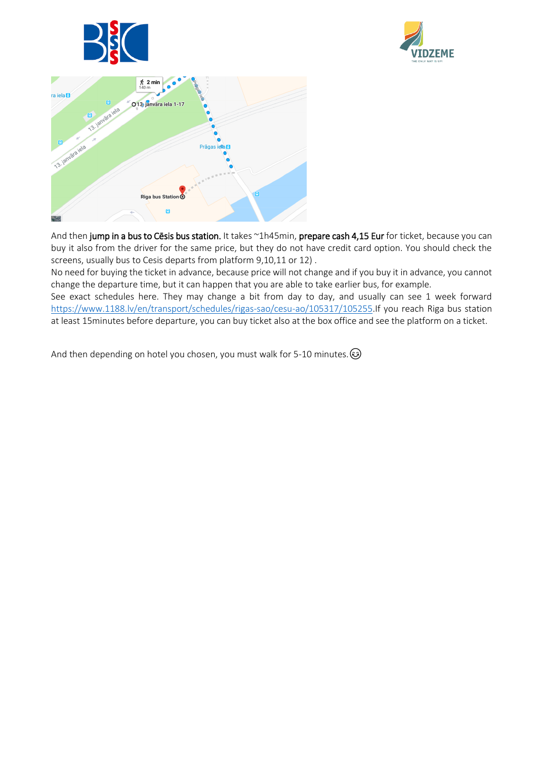And then **jump in a bus to Cēsis bus station.** It takes ~1h45min, **prepare cash 4,15 Eur** for ticket, because you can buy it also from the driver for the same price, but they do not have credit card option. You should check the screens, usually bus to Cesis departs from platform 9,10,11 or 12) .

No need for buying the ticket in advance, because price will not change and if you buy it in advance, you cannot change the departure time, but it can happen that you are able to take earlier bus, for example.

See exact schedules here. They may change a bit from day to day, and usually can see 1 week forward https://www.1188.lv/en/transport/schedules/rigas-sao/cesu-ao/105317/105255.If you reach Riga bus station at least 15minutes before departure, you can buy ticket also at the box office and see the platform on a ticket.

And then depending on hotel you chosen, you must walk for 5-10 minutes. 😉